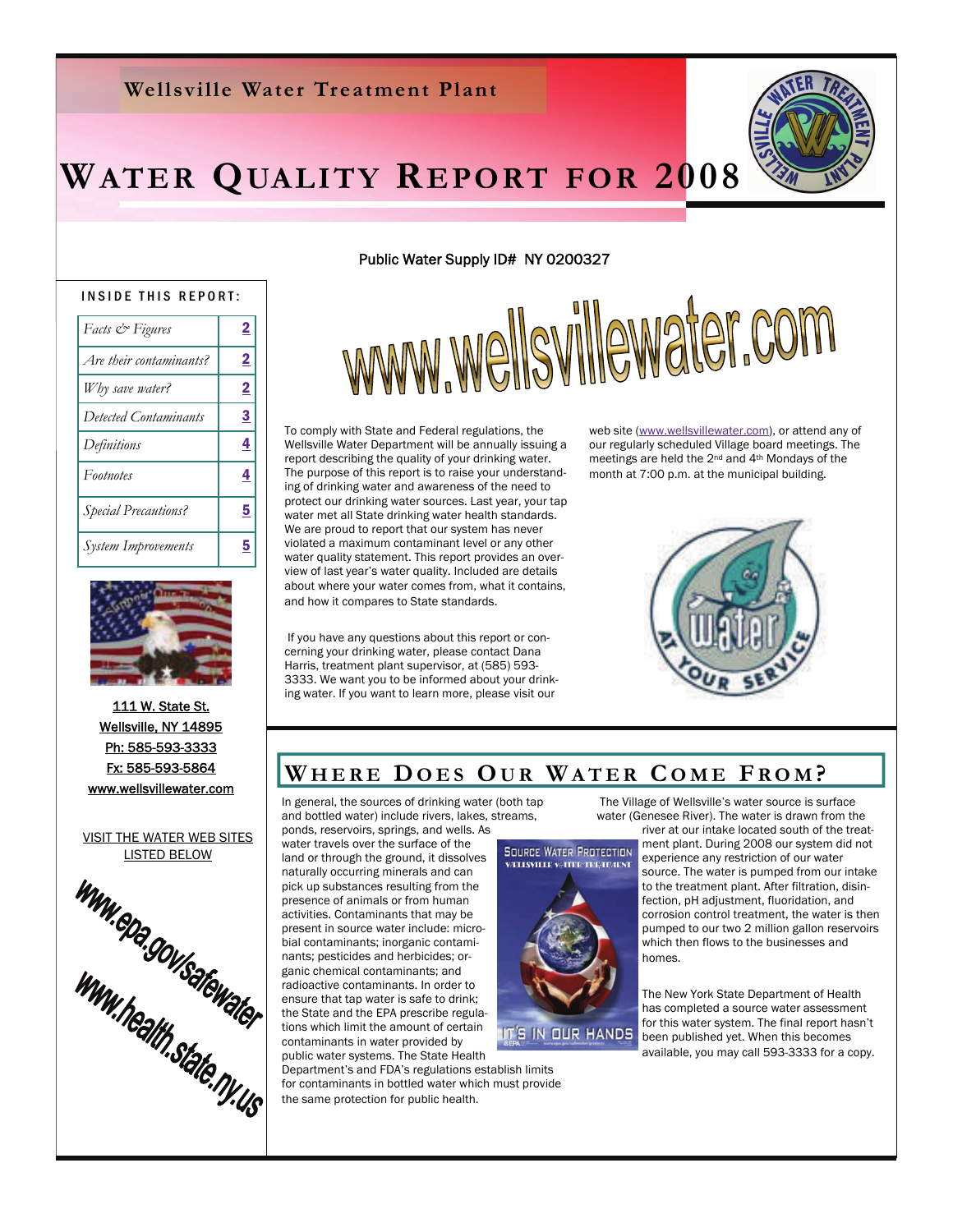Wellsville Water Treatment Plant

# WATER QUALITY REPORT FOR 2008

Public Water Supply ID# NY 0200327

**INSIDE THIS REPORT:**

| | |
|---|---|
| *Facts & Figures* | 2 |
| *Are their contaminants?* | 2 |
| *Why save water?* | 2 |
| *Detected Contaminants* | 3 |
| *Definitions* | 4 |
| *Footnotes* | 4 |
| *Special Precautions?* | 5 |
| *System Improvements* | 5 |

111 W. State St.
Wellsville, NY 14895
Ph: 585-593-3333
Fx: 585-593-5864
www.wellsvillewater.com

VISIT THE WATER WEB SITES LISTED BELOW

www.epa.gov/safewater

www.health.state.ny.us

www.wellsvillewater.com

To comply with State and Federal regulations, the Wellsville Water Department will be annually issuing a report describing the quality of your drinking water. The purpose of this report is to raise your understanding of drinking water and awareness of the need to protect our drinking water sources. Last year, your tap water met all State drinking water health standards. We are proud to report that our system has never violated a maximum contaminant level or any other water quality statement. This report provides an overview of last year's water quality. Included are details about where your water comes from, what it contains, and how it compares to State standards.

If you have any questions about this report or concerning your drinking water, please contact Dana Harris, treatment plant supervisor, at (585) 593-3333. We want you to be informed about your drinking water. If you want to learn more, please visit our web site (www.wellsvillewater.com), or attend any of our regularly scheduled Village board meetings. The meetings are held the 2nd and 4th Mondays of the month at 7:00 p.m. at the municipal building.

## WHERE DOES OUR WATER COME FROM?

In general, the sources of drinking water (both tap and bottled water) include rivers, lakes, streams, ponds, reservoirs, springs, and wells. As water travels over the surface of the land or through the ground, it dissolves naturally occurring minerals and can pick up substances resulting from the presence of animals or from human activities. Contaminants that may be present in source water include: microbial contaminants; inorganic contaminants; pesticides and herbicides; organic chemical contaminants; and radioactive contaminants. In order to ensure that tap water is safe to drink; the State and the EPA prescribe regulations which limit the amount of certain contaminants in water provided by public water systems. The State Health Department's and FDA's regulations establish limits for contaminants in bottled water which must provide the same protection for public health.

The Village of Wellsville's water source is surface water (Genesee River). The water is drawn from the river at our intake located south of the treatment plant. During 2008 our system did not experience any restriction of our water source. The water is pumped from our intake to the treatment plant. After filtration, disinfection, pH adjustment, fluoridation, and corrosion control treatment, the water is then pumped to our two 2 million gallon reservoirs which then flows to the businesses and homes.

The New York State Department of Health has completed a source water assessment for this water system. The final report hasn't been published yet. When this becomes available, you may call 593-3333 for a copy.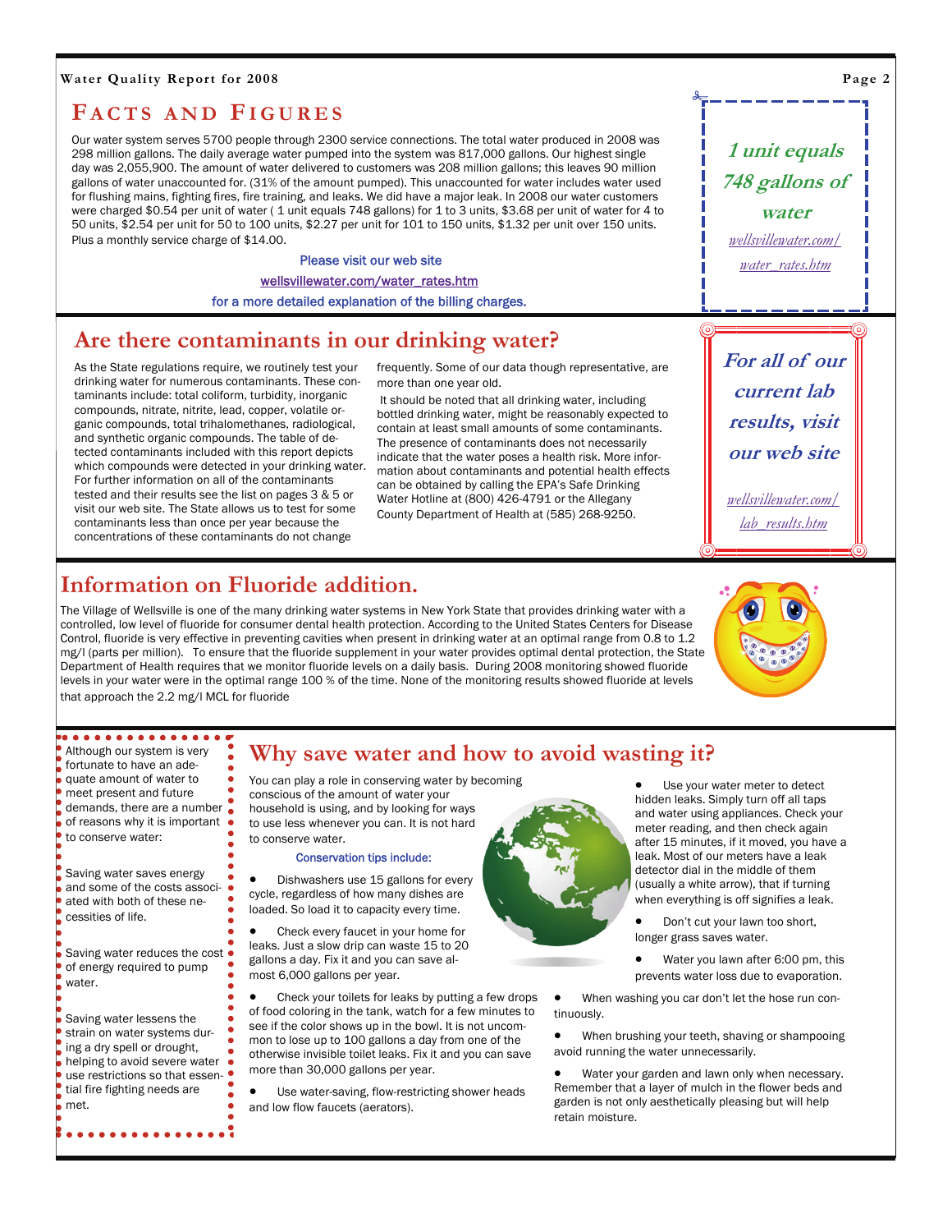## Facts and Figures

Our water system serves 5700 people through 2300 service connections. The total water produced in 2008 was 298 million gallons. The daily average water pumped into the system was 817,000 gallons. Our highest single day was 2,055,900. The amount of water delivered to customers was 208 million gallons; this leaves 90 million gallons of water unaccounted for. (31% of the amount pumped). This unaccounted for water includes water used for flushing mains, fighting fires, fire training, and leaks. We did have a major leak. In 2008 our water customers were charged $0.54 per unit of water ( 1 unit equals 748 gallons) for 1 to 3 units, $3.68 per unit of water for 4 to 50 units, $2.54 per unit for 50 to 100 units, $2.27 per unit for 101 to 150 units, $1.32 per unit over 150 units. Plus a monthly service charge of $14.00.

Please visit our web site

wellsvillewater.com/water_rates.htm

for a more detailed explanation of the billing charges.

*1 unit equals 748 gallons of water*

wellsvillewater.com/water_rates.htm

## Are there contaminants in our drinking water?

As the State regulations require, we routinely test your drinking water for numerous contaminants. These contaminants include: total coliform, turbidity, inorganic compounds, nitrate, nitrite, lead, copper, volatile organic compounds, total trihalomethanes, radiological, and synthetic organic compounds. The table of detected contaminants included with this report depicts which compounds were detected in your drinking water. For further information on all of the contaminants tested and their results see the list on pages 3 & 5 or visit our web site. The State allows us to test for some contaminants less than once per year because the concentrations of these contaminants do not change frequently. Some of our data though representative, are more than one year old.

It should be noted that all drinking water, including bottled drinking water, might be reasonably expected to contain at least small amounts of some contaminants. The presence of contaminants does not necessarily indicate that the water poses a health risk. More information about contaminants and potential health effects can be obtained by calling the EPA's Safe Drinking Water Hotline at (800) 426-4791 or the Allegany County Department of Health at (585) 268-9250.

*For all of our current lab results, visit our web site*

wellsvillewater.com/lab_results.htm

## Information on Fluoride addition.

The Village of Wellsville is one of the many drinking water systems in New York State that provides drinking water with a controlled, low level of fluoride for consumer dental health protection. According to the United States Centers for Disease Control, fluoride is very effective in preventing cavities when present in drinking water at an optimal range from 0.8 to 1.2 mg/l (parts per million). To ensure that the fluoride supplement in your water provides optimal dental protection, the State Department of Health requires that we monitor fluoride levels on a daily basis. During 2008 monitoring showed fluoride levels in your water were in the optimal range 100 % of the time. None of the monitoring results showed fluoride at levels that approach the 2.2 mg/l MCL for fluoride

Although our system is very fortunate to have an adequate amount of water to meet present and future demands, there are a number of reasons why it is important to conserve water:

Saving water saves energy and some of the costs associated with both of these necessities of life.

Saving water reduces the cost of energy required to pump water.

Saving water lessens the strain on water systems during a dry spell or drought, helping to avoid severe water use restrictions so that essential fire fighting needs are met.

## Why save water and how to avoid wasting it?

You can play a role in conserving water by becoming conscious of the amount of water your household is using, and by looking for ways to use less whenever you can. It is not hard to conserve water.

**Conservation tips include:**

- Dishwashers use 15 gallons for every cycle, regardless of how many dishes are loaded. So load it to capacity every time.
- Check every faucet in your home for leaks. Just a slow drip can waste 15 to 20 gallons a day. Fix it and you can save almost 6,000 gallons per year.
- Check your toilets for leaks by putting a few drops of food coloring in the tank, watch for a few minutes to see if the color shows up in the bowl. It is not uncommon to lose up to 100 gallons a day from one of the otherwise invisible toilet leaks. Fix it and you can save more than 30,000 gallons per year.
- Use water-saving, flow-restricting shower heads and low flow faucets (aerators).
- Use your water meter to detect hidden leaks. Simply turn off all taps and water using appliances. Check your meter reading, and then check again after 15 minutes, if it moved, you have a leak. Most of our meters have a leak detector dial in the middle of them (usually a white arrow), that if turning when everything is off signifies a leak.
- Don't cut your lawn too short, longer grass saves water.
- Water you lawn after 6:00 pm, this prevents water loss due to evaporation.
- When washing you car don't let the hose run continuously.
- When brushing your teeth, shaving or shampooing avoid running the water unnecessarily.
- Water your garden and lawn only when necessary. Remember that a layer of mulch in the flower beds and garden is not only aesthetically pleasing but will help retain moisture.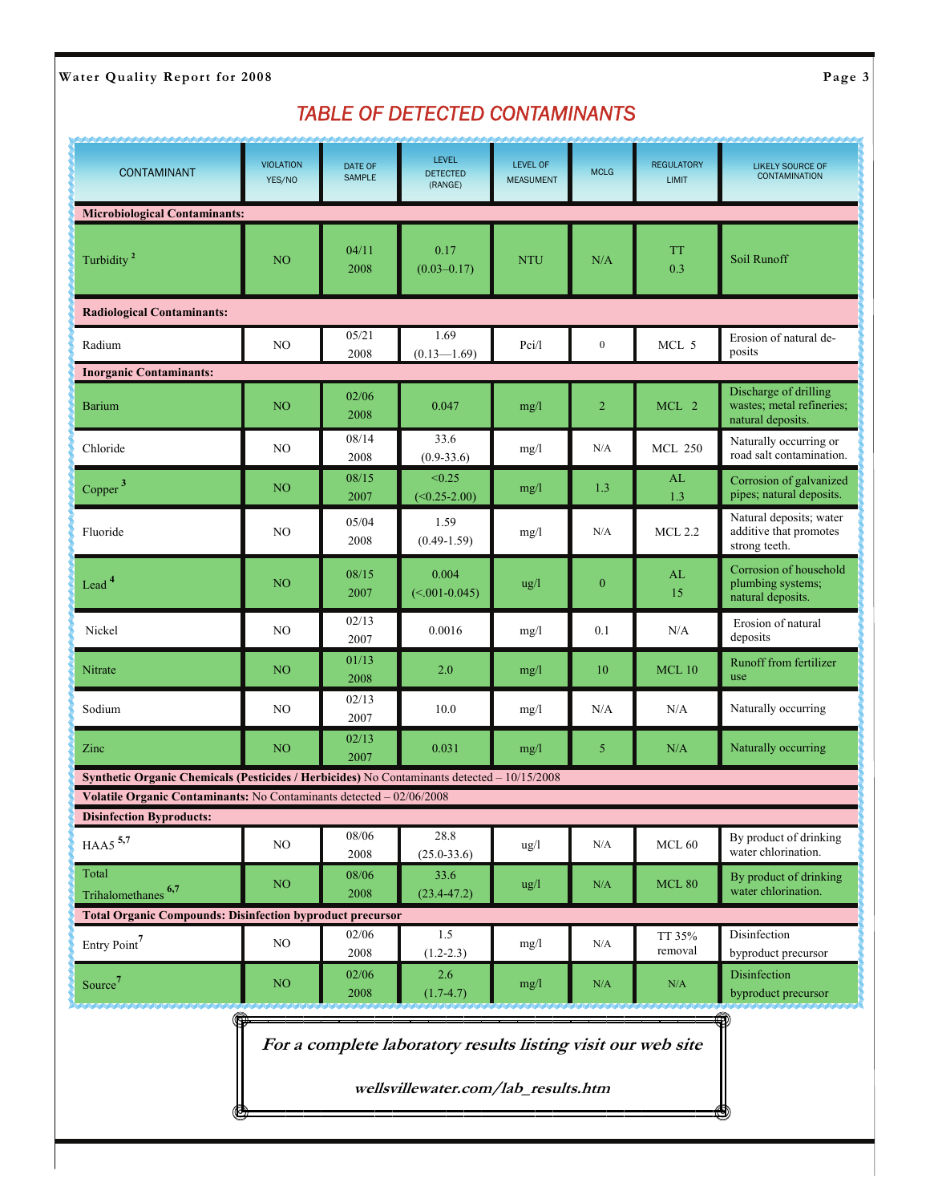## TABLE OF DETECTED CONTAMINANTS

| CONTAMINANT | VIOLATION YES/NO | DATE OF SAMPLE | LEVEL DETECTED (RANGE) | LEVEL OF MEASUMENT | MCLG | REGULATORY LIMIT | LIKELY SOURCE OF CONTAMINATION |
|---|---|---|---|---|---|---|---|
| **Microbiological Contaminants:** | | | | | | | |
| Turbidity [2] | NO | 04/11 2008 | 0.17 (0.03–0.17) | NTU | N/A | TT 0.3 | Soil Runoff |
| **Radiological Contaminants:** | | | | | | | |
| Radium | NO | 05/21 2008 | 1.69 (0.13—1.69) | Pci/l | 0 | MCL 5 | Erosion of natural deposits |
| **Inorganic Contaminants:** | | | | | | | |
| Barium | NO | 02/06 2008 | 0.047 | mg/l | 2 | MCL 2 | Discharge of drilling wastes; metal refineries; natural deposits. |
| Chloride | NO | 08/14 2008 | 33.6 (0.9-33.6) | mg/l | N/A | MCL 250 | Naturally occurring or road salt contamination. |
| Copper [3] | NO | 08/15 2007 | <0.25 (<0.25-2.00) | mg/l | 1.3 | AL 1.3 | Corrosion of galvanized pipes; natural deposits. |
| Fluoride | NO | 05/04 2008 | 1.59 (0.49-1.59) | mg/l | N/A | MCL 2.2 | Natural deposits; water additive that promotes strong teeth. |
| Lead [4] | NO | 08/15 2007 | 0.004 (<.001-0.045) | ug/l | 0 | AL 15 | Corrosion of household plumbing systems; natural deposits. |
| Nickel | NO | 02/13 2007 | 0.0016 | mg/l | 0.1 | N/A | Erosion of natural deposits |
| Nitrate | NO | 01/13 2008 | 2.0 | mg/l | 10 | MCL 10 | Runoff from fertilizer use |
| Sodium | NO | 02/13 2007 | 10.0 | mg/l | N/A | N/A | Naturally occurring |
| Zinc | NO | 02/13 2007 | 0.031 | mg/l | 5 | N/A | Naturally occurring |
| **Synthetic Organic Chemicals (Pesticides / Herbicides)** No Contaminants detected – 10/15/2008 | | | | | | | |
| **Volatile Organic Contaminants:** No Contaminants detected – 02/06/2008 | | | | | | | |
| **Disinfection Byproducts:** | | | | | | | |
| HAA5 [5,7] | NO | 08/06 2008 | 28.8 (25.0-33.6) | ug/l | N/A | MCL 60 | By product of drinking water chlorination. |
| Total Trihalomethanes [6,7] | NO | 08/06 2008 | 33.6 (23.4-47.2) | ug/l | N/A | MCL 80 | By product of drinking water chlorination. |
| **Total Organic Compounds: Disinfection byproduct precursor** | | | | | | | |
| Entry Point [7] | NO | 02/06 2008 | 1.5 (1.2-2.3) | mg/l | N/A | TT 35% removal | Disinfection byproduct precursor |
| Source [7] | NO | 02/06 2008 | 2.6 (1.7-4.7) | mg/l | N/A | N/A | Disinfection byproduct precursor |

***For a complete laboratory results listing visit our web site***

***wellsvillewater.com/lab_results.htm***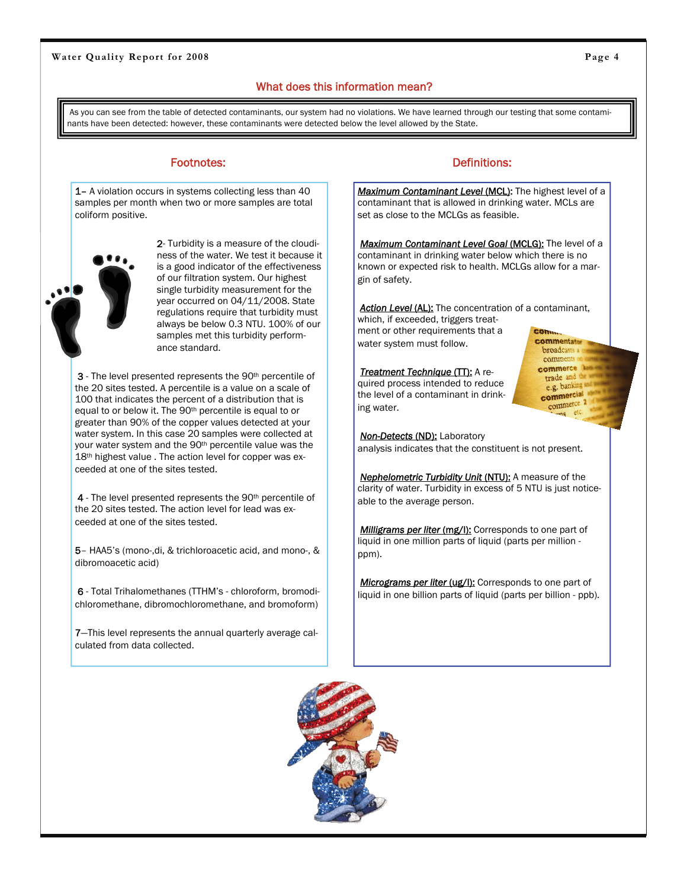## What does this information mean?

As you can see from the table of detected contaminants, our system had no violations. We have learned through our testing that some contaminants have been detected: however, these contaminants were detected below the level allowed by the State.

## Footnotes:

1– A violation occurs in systems collecting less than 40 samples per month when two or more samples are total coliform positive.

2- Turbidity is a measure of the cloudiness of the water. We test it because it is a good indicator of the effectiveness of our filtration system. Our highest single turbidity measurement for the year occurred on 04/11/2008. State regulations require that turbidity must always be below 0.3 NTU. 100% of our samples met this turbidity performance standard.

3 - The level presented represents the 90th percentile of the 20 sites tested. A percentile is a value on a scale of 100 that indicates the percent of a distribution that is equal to or below it. The 90th percentile is equal to or greater than 90% of the copper values detected at your water system. In this case 20 samples were collected at your water system and the 90th percentile value was the 18th highest value . The action level for copper was exceeded at one of the sites tested.

4 - The level presented represents the 90th percentile of the 20 sites tested. The action level for lead was exceeded at one of the sites tested.

5– HAA5's (mono-,di, & trichloroacetic acid, and mono-, & dibromoacetic acid)

6 - Total Trihalomethanes (TTHM's - chloroform, bromodichloromethane, dibromochloromethane, and bromoform)

7—This level represents the annual quarterly average calculated from data collected.

## Definitions:

***Maximum Contaminant Level* (MCL):** The highest level of a contaminant that is allowed in drinking water. MCLs are set as close to the MCLGs as feasible.

***Maximum Contaminant Level Goal* (MCLG):** The level of a contaminant in drinking water below which there is no known or expected risk to health. MCLGs allow for a margin of safety.

***Action Level* (AL):** The concentration of a contaminant, which, if exceeded, triggers treatment or other requirements that a water system must follow.

***Treatment Technique* (TT):** A required process intended to reduce the level of a contaminant in drinking water.

***Non-Detects* (ND):** Laboratory analysis indicates that the constituent is not present.

***Nephelometric Turbidity Unit* (NTU):** A measure of the clarity of water. Turbidity in excess of 5 NTU is just noticeable to the average person.

***Milligrams per liter* (mg/l):** Corresponds to one part of liquid in one million parts of liquid (parts per million - ppm).

***Micrograms per liter* (ug/l):** Corresponds to one part of liquid in one billion parts of liquid (parts per billion - ppb).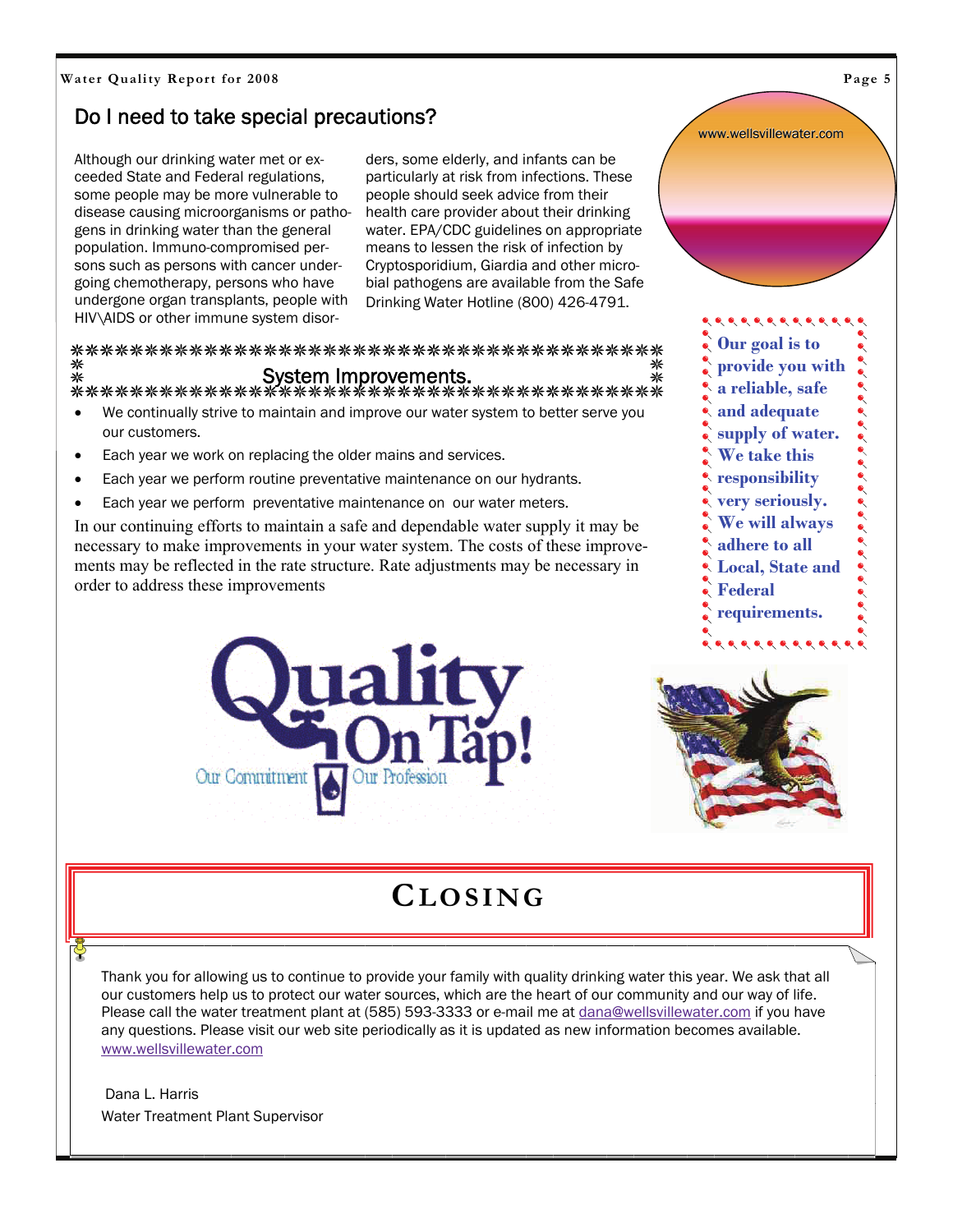## Do I need to take special precautions?

Although our drinking water met or exceeded State and Federal regulations, some people may be more vulnerable to disease causing microorganisms or pathogens in drinking water than the general population. Immuno-compromised persons such as persons with cancer undergoing chemotherapy, persons who have undergone organ transplants, people with HIV\AIDS or other immune system disorders, some elderly, and infants can be particularly at risk from infections. These people should seek advice from their health care provider about their drinking water. EPA/CDC guidelines on appropriate means to lessen the risk of infection by Cryptosporidium, Giardia and other microbial pathogens are available from the Safe Drinking Water Hotline (800) 426-4791.

www.wellsvillewater.com

## System Improvements.

- We continually strive to maintain and improve our water system to better serve you our customers.
- Each year we work on replacing the older mains and services.
- Each year we perform routine preventative maintenance on our hydrants.
- Each year we perform preventative maintenance on our water meters.

In our continuing efforts to maintain a safe and dependable water supply it may be necessary to make improvements in your water system. The costs of these improvements may be reflected in the rate structure. Rate adjustments may be necessary in order to address these improvements

**Our goal is to provide you with a reliable, safe and adequate supply of water. We take this responsibility very seriously. We will always adhere to all Local, State and Federal requirements.**

Quality On Tap!

Our Commitment Our Profession

## CLOSING

Thank you for allowing us to continue to provide your family with quality drinking water this year. We ask that all our customers help us to protect our water sources, which are the heart of our community and our way of life. Please call the water treatment plant at (585) 593-3333 or e-mail me at dana@wellsvillewater.com if you have any questions. Please visit our web site periodically as it is updated as new information becomes available. www.wellsvillewater.com

Dana L. Harris
Water Treatment Plant Supervisor